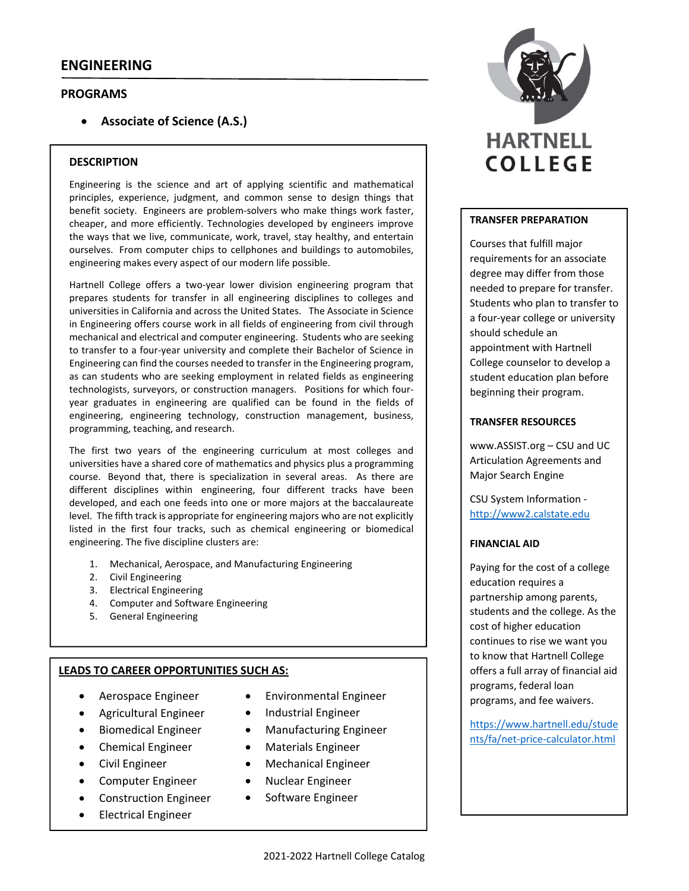# ENGINEERING

## PROGRAMS

- **Associate of Science (A.S.)**

### DESCRIPTION

Engineering is the science and art of applying scientific and mathematical principles, experience, judgment, and common sense to design things that benefit society. Engineers are problem-solvers who make things work faster, cheaper, and more efficiently. Technologies developed by engineers improve the ways that we live, communicate, work, travel, stay healthy, and entertain ourselves. From computer chips to cellphones and buildings to automobiles, engineering makes every aspect of our modern life possible.

Hartnell College offers a two-year lower division engineering program that prepares students for transfer in all engineering disciplines to colleges and universities in California and across the United States. The Associate in Science in Engineering offers course work in all fields of engineering from civil through mechanical and electrical and computer engineering. Students who are seeking to transfer to a four-year university and complete their Bachelor of Science in Engineering can find the courses needed to transfer in the Engineering program, as can students who are seeking employment in related fields as engineering technologists, surveyors, or construction managers. Positions for which four-year graduates in engineering are qualified can be found in the fields of engineering, engineering technology, construction management, business, programming, teaching, and research.

The first two years of the engineering curriculum at most colleges and universities have a shared core of mathematics and physics plus a programming course. Beyond that, there is specialization in several areas. As there are different disciplines within engineering, four different tracks have been developed, and each one feeds into one or more majors at the baccalaureate level. The fifth track is appropriate for engineering majors who are not explicitly listed in the first four tracks, such as chemical engineering or biomedical engineering. The five discipline clusters are:

1. Mechanical, Aerospace, and Manufacturing Engineering
2. Civil Engineering
3. Electrical Engineering
4. Computer and Software Engineering
5. General Engineering

### LEADS TO CAREER OPPORTUNITIES SUCH AS:

- Aerospace Engineer
- Agricultural Engineer
- Biomedical Engineer
- Chemical Engineer
- Civil Engineer
- Computer Engineer
- Construction Engineer
- Electrical Engineer
- Environmental Engineer
- Industrial Engineer
- Manufacturing Engineer
- Materials Engineer
- Mechanical Engineer
- Nuclear Engineer
- Software Engineer

HARTNELL COLLEGE

### TRANSFER PREPARATION

Courses that fulfill major requirements for an associate degree may differ from those needed to prepare for transfer. Students who plan to transfer to a four-year college or university should schedule an appointment with Hartnell College counselor to develop a student education plan before beginning their program.

### TRANSFER RESOURCES

www.ASSIST.org – CSU and UC Articulation Agreements and Major Search Engine

CSU System Information - http://www2.calstate.edu

### FINANCIAL AID

Paying for the cost of a college education requires a partnership among parents, students and the college. As the cost of higher education continues to rise we want you to know that Hartnell College offers a full array of financial aid programs, federal loan programs, and fee waivers.

https://www.hartnell.edu/students/fa/net-price-calculator.html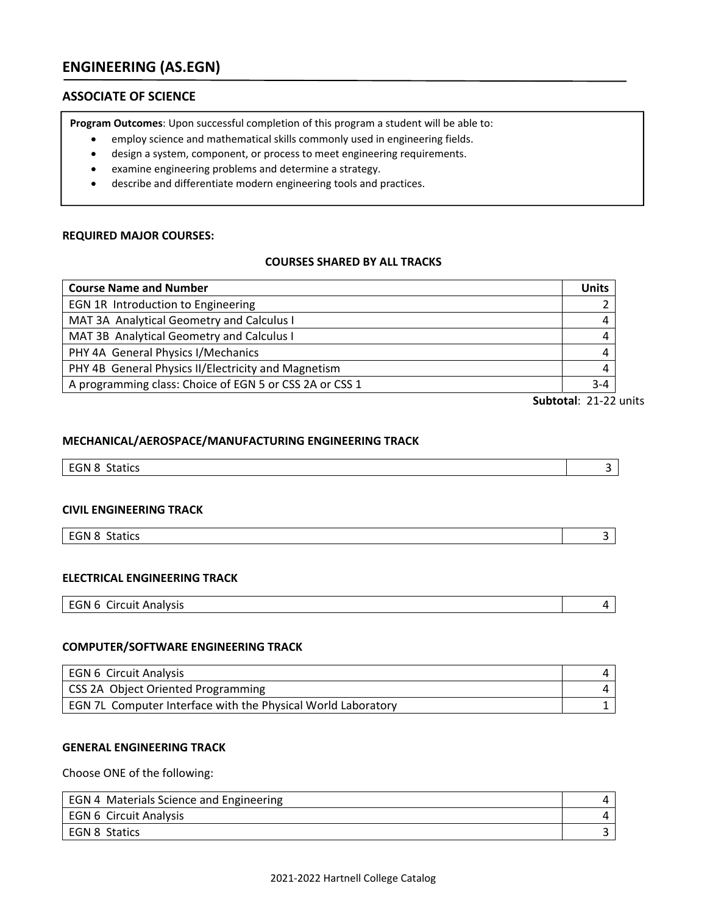## ENGINEERING (AS.EGN)

### ASSOCIATE OF SCIENCE

**Program Outcomes**: Upon successful completion of this program a student will be able to:

- employ science and mathematical skills commonly used in engineering fields.
- design a system, component, or process to meet engineering requirements.
- examine engineering problems and determine a strategy.
- describe and differentiate modern engineering tools and practices.

**REQUIRED MAJOR COURSES:**

**COURSES SHARED BY ALL TRACKS**

| Course Name and Number | Units |
|---|---|
| EGN 1R Introduction to Engineering | 2 |
| MAT 3A Analytical Geometry and Calculus I | 4 |
| MAT 3B Analytical Geometry and Calculus I | 4 |
| PHY 4A General Physics I/Mechanics | 4 |
| PHY 4B General Physics II/Electricity and Magnetism | 4 |
| A programming class: Choice of EGN 5 or CSS 2A or CSS 1 | 3-4 |

**Subtotal**: 21-22 units

**MECHANICAL/AEROSPACE/MANUFACTURING ENGINEERING TRACK**

| | |
|---|---|
| EGN 8 Statics | 3 |

**CIVIL ENGINEERING TRACK**

| | |
|---|---|
| EGN 8 Statics | 3 |

**ELECTRICAL ENGINEERING TRACK**

| | |
|---|---|
| EGN 6 Circuit Analysis | 4 |

**COMPUTER/SOFTWARE ENGINEERING TRACK**

| | |
|---|---|
| EGN 6 Circuit Analysis | 4 |
| CSS 2A Object Oriented Programming | 4 |
| EGN 7L Computer Interface with the Physical World Laboratory | 1 |

**GENERAL ENGINEERING TRACK**

Choose ONE of the following:

| | |
|---|---|
| EGN 4 Materials Science and Engineering | 4 |
| EGN 6 Circuit Analysis | 4 |
| EGN 8 Statics | 3 |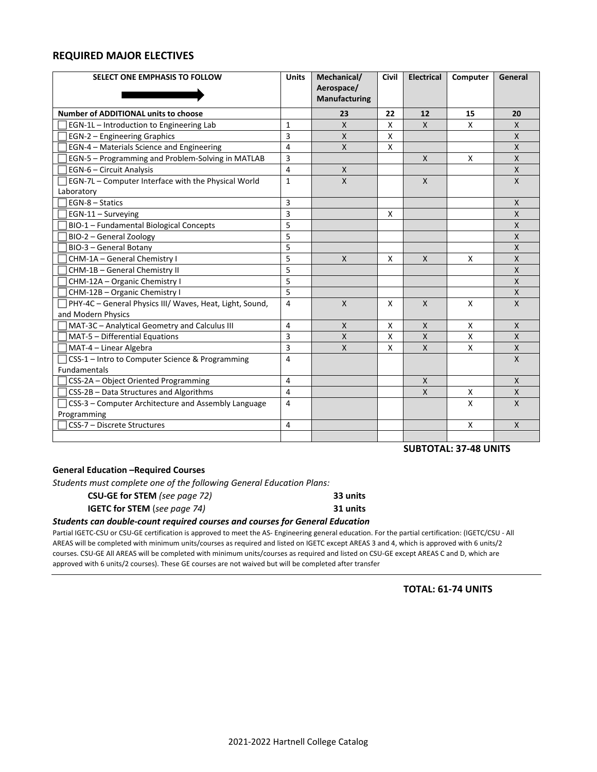## REQUIRED MAJOR ELECTIVES

| SELECT ONE EMPHASIS TO FOLLOW | Units | Mechanical/ Aerospace/ Manufacturing | Civil | Electrical | Computer | General |
|---|---|---|---|---|---|---|
| **Number of ADDITIONAL units to choose** | | **23** | **22** | **12** | **15** | **20** |
| ☐ EGN-1L – Introduction to Engineering Lab | 1 | X | X | X | X | X |
| ☐ EGN-2 – Engineering Graphics | 3 | X | X | | | X |
| ☐ EGN-4 – Materials Science and Engineering | 4 | X | X | | | X |
| ☐ EGN-5 – Programming and Problem-Solving in MATLAB | 3 | | | X | X | X |
| ☐ EGN-6 – Circuit Analysis | 4 | X | | | | X |
| ☐ EGN-7L – Computer Interface with the Physical World Laboratory | 1 | X | | X | | X |
| ☐ EGN-8 – Statics | 3 | | | | | X |
| ☐ EGN-11 – Surveying | 3 | | X | | | X |
| ☐ BIO-1 – Fundamental Biological Concepts | 5 | | | | | X |
| ☐ BIO-2 – General Zoology | 5 | | | | | X |
| ☐ BIO-3 – General Botany | 5 | | | | | X |
| ☐ CHM-1A – General Chemistry I | 5 | X | X | X | X | X |
| ☐ CHM-1B – General Chemistry II | 5 | | | | | X |
| ☐ CHM-12A – Organic Chemistry I | 5 | | | | | X |
| ☐ CHM-12B – Organic Chemistry I | 5 | | | | | X |
| ☐ PHY-4C – General Physics III/ Waves, Heat, Light, Sound, and Modern Physics | 4 | X | X | X | X | X |
| ☐ MAT-3C – Analytical Geometry and Calculus III | 4 | X | X | X | X | X |
| ☐ MAT-5 – Differential Equations | 3 | X | X | X | X | X |
| ☐ MAT-4 – Linear Algebra | 3 | X | X | X | X | X |
| ☐ CSS-1 – Intro to Computer Science & Programming Fundamentals | 4 | | | | | X |
| ☐ CSS-2A – Object Oriented Programming | 4 | | | X | | X |
| ☐ CSS-2B – Data Structures and Algorithms | 4 | | | X | X | X |
| ☐ CSS-3 – Computer Architecture and Assembly Language Programming | 4 | | | | X | X |
| ☐ CSS-7 – Discrete Structures | 4 | | | | X | X |
| | | | | | | |

**SUBTOTAL: 37-48 UNITS**

**General Education –Required Courses**

*Students must complete one of the following General Education Plans:*

**CSU-GE for STEM** *(see page 72)* **33 units**

**IGETC for STEM** (*see page 74)* **31 units**

***Students can double-count required courses and courses for General Education***

Partial IGETC-CSU or CSU-GE certification is approved to meet the AS- Engineering general education. For the partial certification: (IGETC/CSU - All AREAS will be completed with minimum units/courses as required and listed on IGETC except AREAS 3 and 4, which is approved with 6 units/2 courses. CSU-GE All AREAS will be completed with minimum units/courses as required and listed on CSU-GE except AREAS C and D, which are approved with 6 units/2 courses). These GE courses are not waived but will be completed after transfer

**TOTAL: 61-74 UNITS**